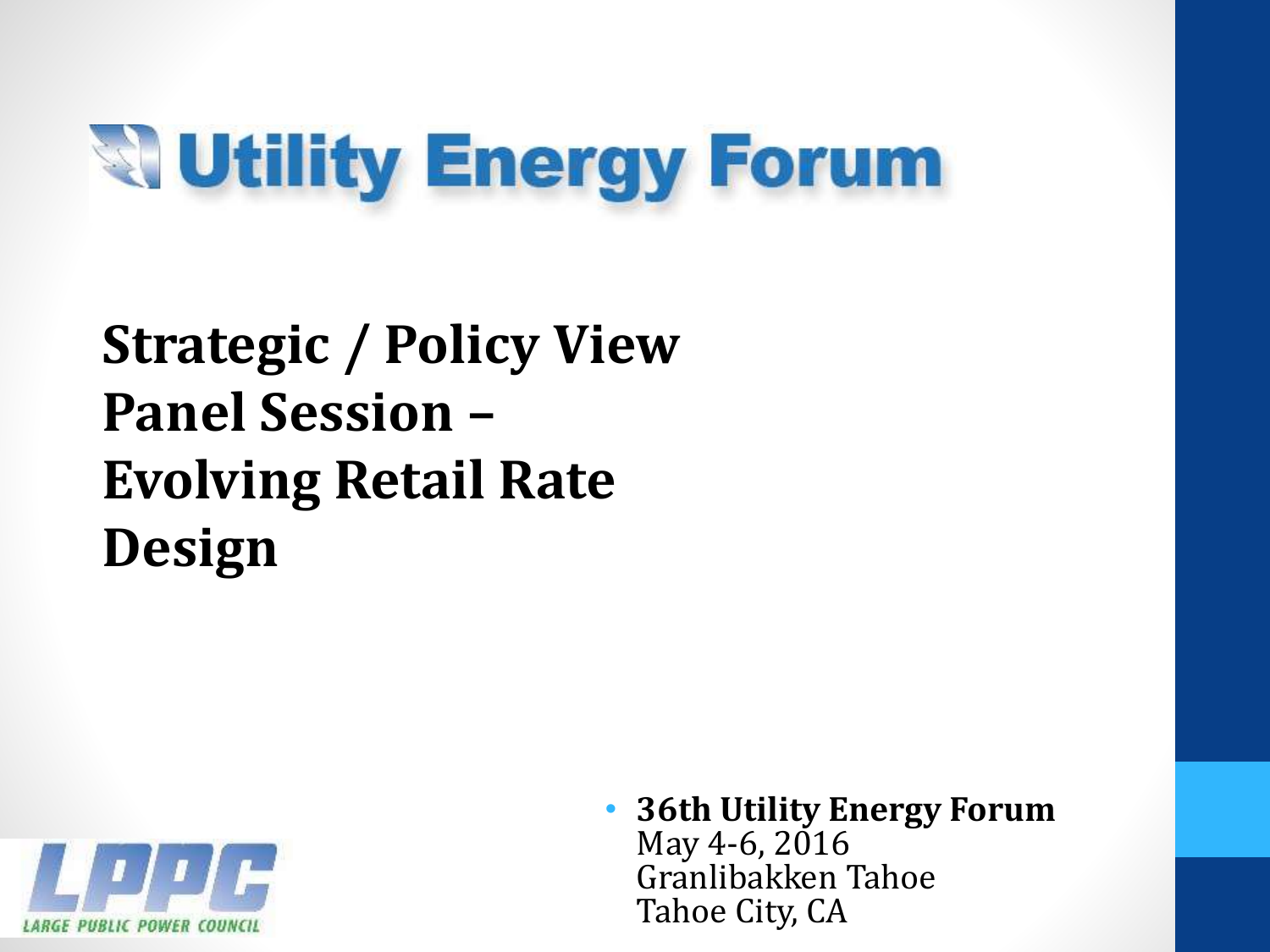# Utility Energy Forum

## Strategic / Policy View Panel Session – Evolving Retail Rate Design

LPPC
LARGE PUBLIC POWER COUNCIL

- **36th Utility Energy Forum**
  May 4-6, 2016
  Granlibakken Tahoe
  Tahoe City, CA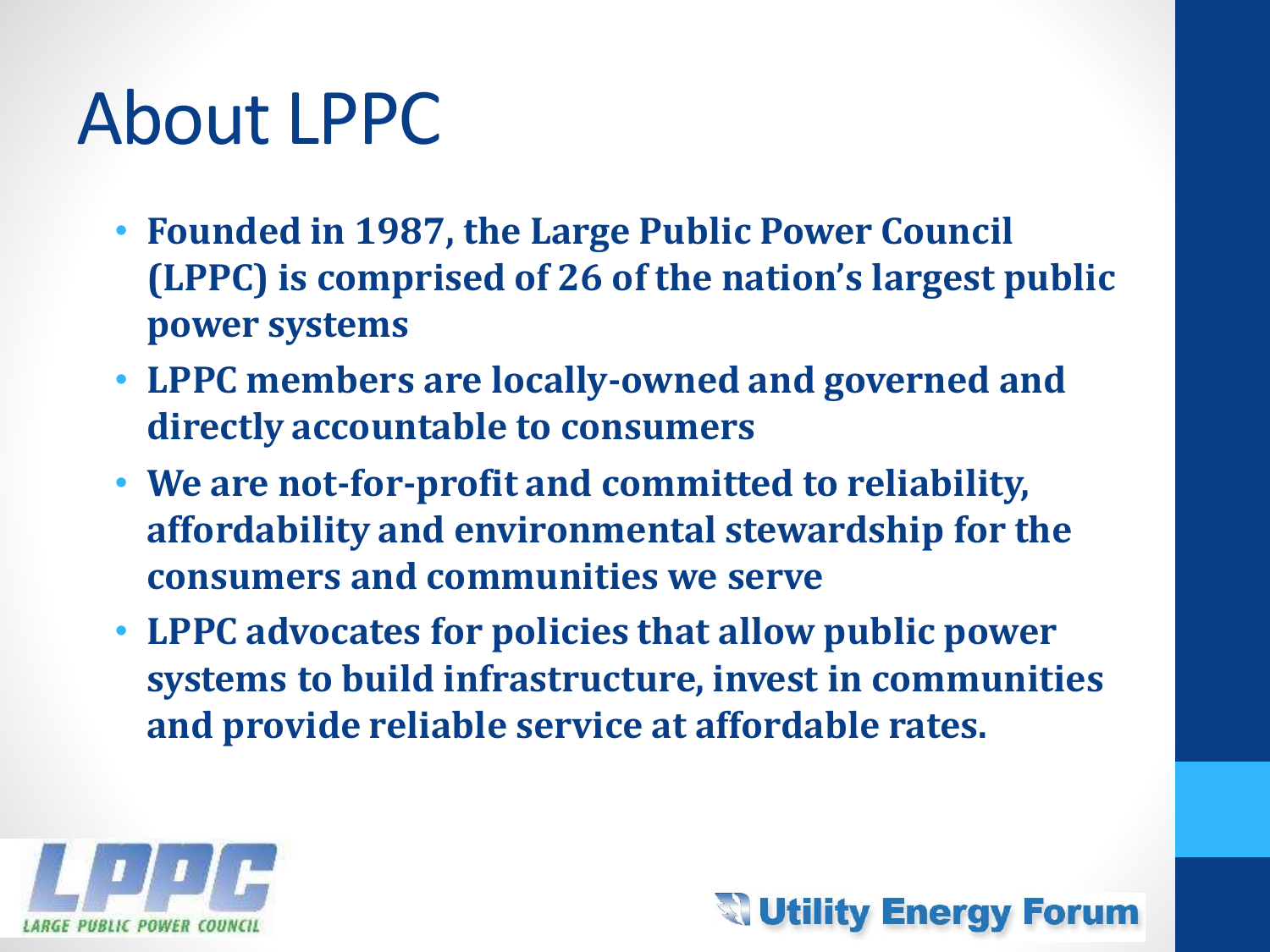# About LPPC

- **Founded in 1987, the Large Public Power Council (LPPC) is comprised of 26 of the nation's largest public power systems**
- **LPPC members are locally-owned and governed and directly accountable to consumers**
- **We are not-for-profit and committed to reliability, affordability and environmental stewardship for the consumers and communities we serve**
- **LPPC advocates for policies that allow public power systems to build infrastructure, invest in communities and provide reliable service at affordable rates.**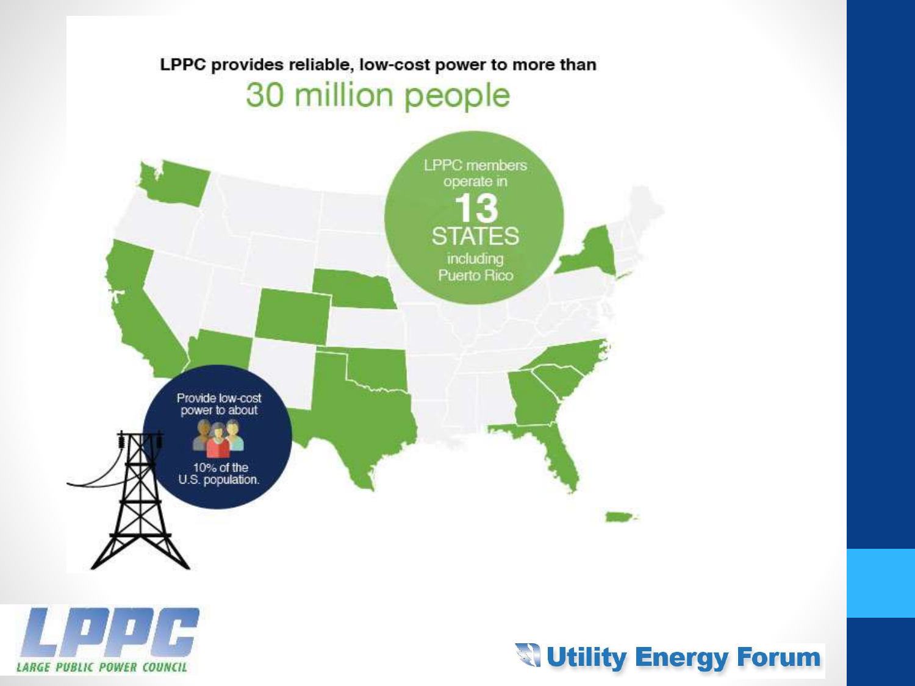LPPC provides reliable, low-cost power to more than

# 30 million people

LPPC members operate in **13 STATES** including Puerto Rico

Provide low-cost power to about 10% of the U.S. population.

LPPC LARGE PUBLIC POWER COUNCIL

Utility Energy Forum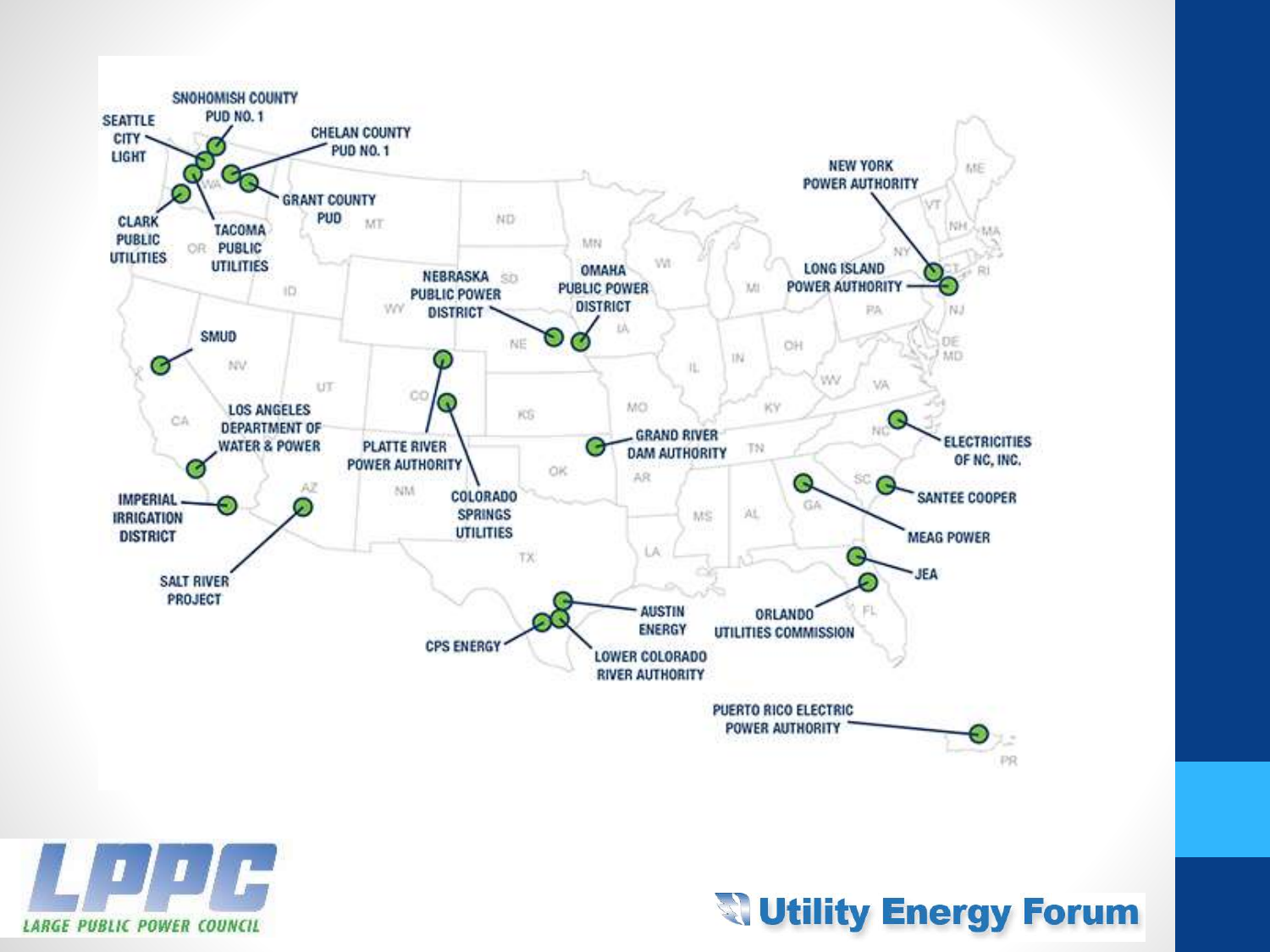SNOHOMISH COUNTY PUD NO. 1

SEATTLE CITY LIGHT

CHELAN COUNTY PUD NO. 1

GRANT COUNTY PUD

CLARK PUBLIC UTILITIES

TACOMA PUBLIC UTILITIES

NEW YORK POWER AUTHORITY

LONG ISLAND POWER AUTHORITY

NEBRASKA PUBLIC POWER DISTRICT

OMAHA PUBLIC POWER DISTRICT

SMUD

LOS ANGELES DEPARTMENT OF WATER & POWER

PLATTE RIVER POWER AUTHORITY

COLORADO SPRINGS UTILITIES

GRAND RIVER DAM AUTHORITY

ELECTRICITIES OF NC, INC.

SANTEE COOPER

MEAG POWER

JEA

IMPERIAL IRRIGATION DISTRICT

SALT RIVER PROJECT

AUSTIN ENERGY

ORLANDO UTILITIES COMMISSION

CPS ENERGY

LOWER COLORADO RIVER AUTHORITY

PUERTO RICO ELECTRIC POWER AUTHORITY

LPPC LARGE PUBLIC POWER COUNCIL

Utility Energy Forum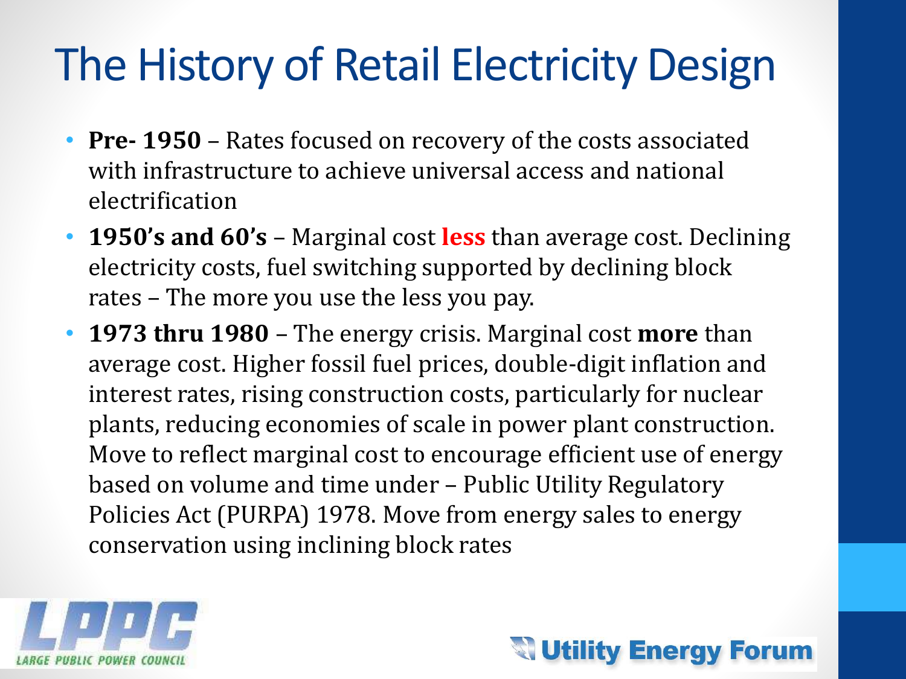# The History of Retail Electricity Design

- **Pre- 1950** – Rates focused on recovery of the costs associated with infrastructure to achieve universal access and national electrification
- **1950's and 60's** – Marginal cost **less** than average cost. Declining electricity costs, fuel switching supported by declining block rates – The more you use the less you pay.
- **1973 thru 1980** – The energy crisis. Marginal cost **more** than average cost. Higher fossil fuel prices, double-digit inflation and interest rates, rising construction costs, particularly for nuclear plants, reducing economies of scale in power plant construction. Move to reflect marginal cost to encourage efficient use of energy based on volume and time under – Public Utility Regulatory Policies Act (PURPA) 1978. Move from energy sales to energy conservation using inclining block rates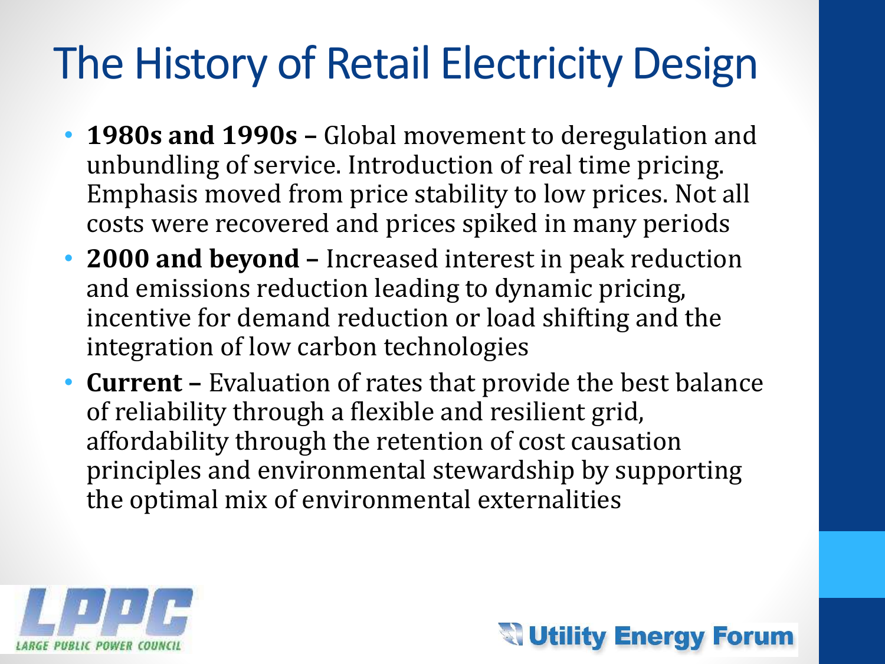# The History of Retail Electricity Design

- **1980s and 1990s –** Global movement to deregulation and unbundling of service. Introduction of real time pricing. Emphasis moved from price stability to low prices. Not all costs were recovered and prices spiked in many periods
- **2000 and beyond –** Increased interest in peak reduction and emissions reduction leading to dynamic pricing, incentive for demand reduction or load shifting and the integration of low carbon technologies
- **Current –** Evaluation of rates that provide the best balance of reliability through a flexible and resilient grid, affordability through the retention of cost causation principles and environmental stewardship by supporting the optimal mix of environmental externalities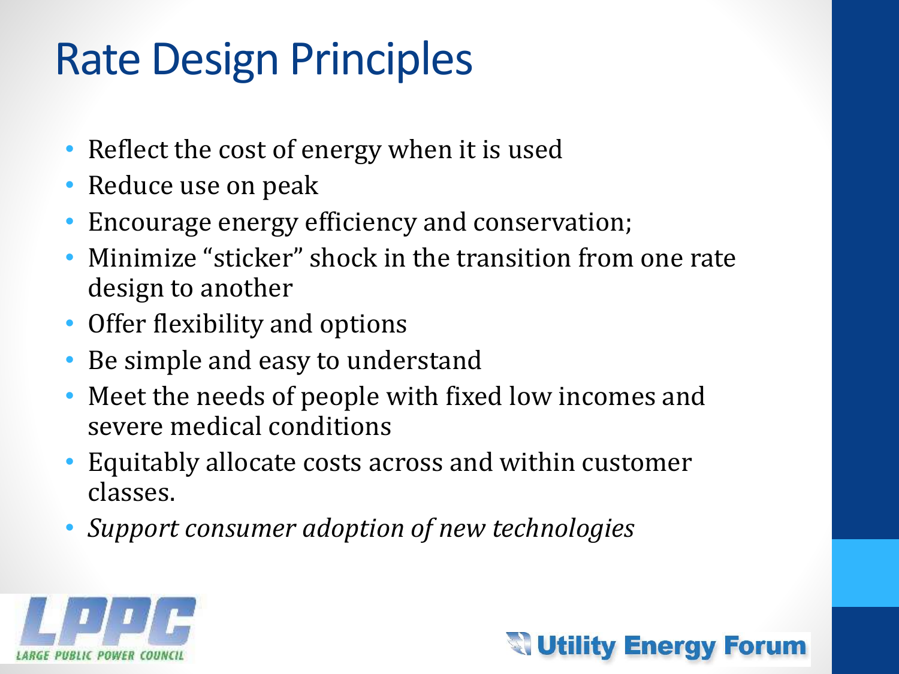# Rate Design Principles

- Reflect the cost of energy when it is used
- Reduce use on peak
- Encourage energy efficiency and conservation;
- Minimize "sticker" shock in the transition from one rate design to another
- Offer flexibility and options
- Be simple and easy to understand
- Meet the needs of people with fixed low incomes and severe medical conditions
- Equitably allocate costs across and within customer classes.
- *Support consumer adoption of new technologies*

LPPC
LARGE PUBLIC POWER COUNCIL

Utility Energy Forum